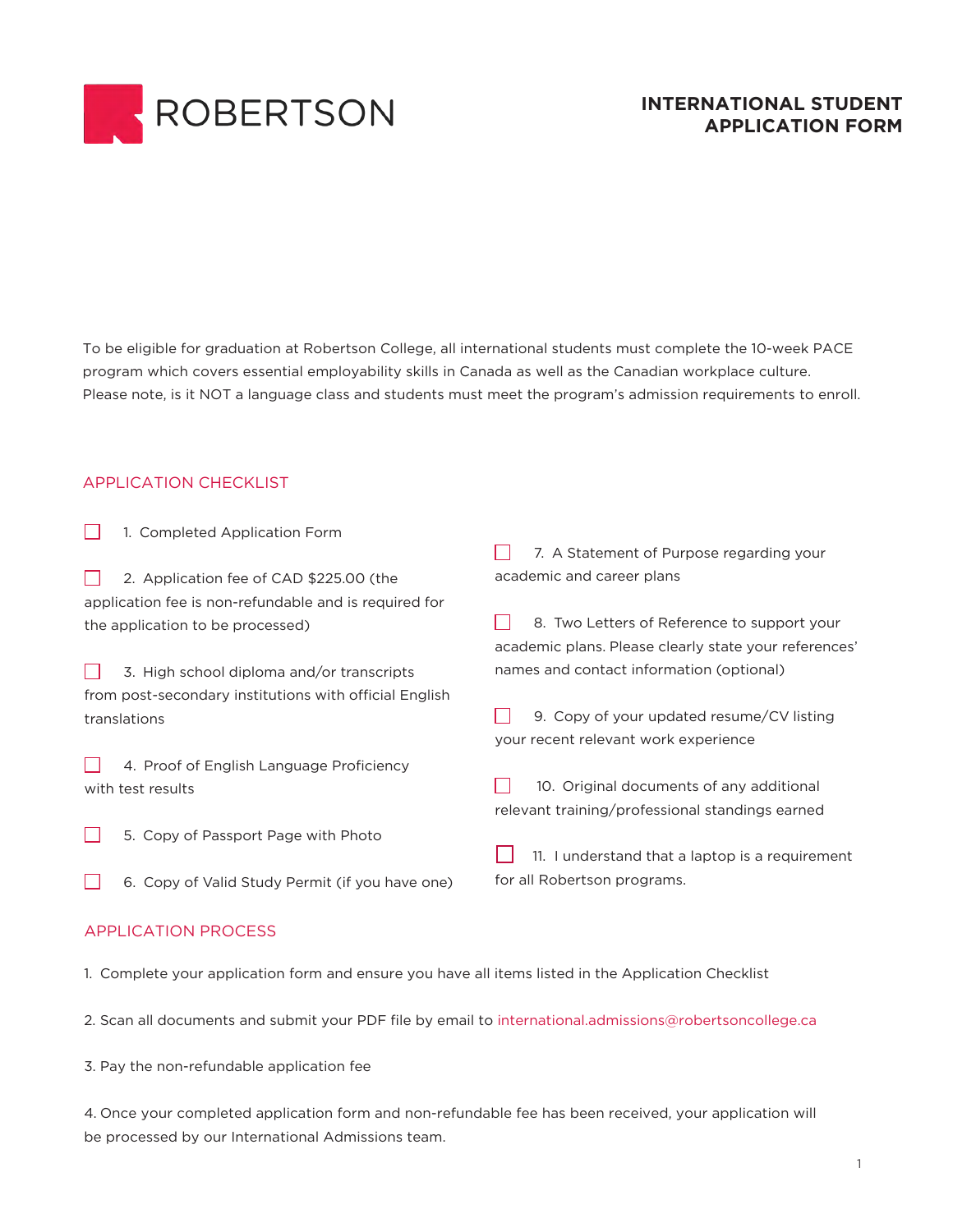ROBERTSON

# INTERNATIONAL STUDENT APPLICATION FORM

To be eligible for graduation at Robertson College, all international students must complete the 10-week PACE program which covers essential employability skills in Canada as well as the Canadian workplace culture. Please note, is it NOT a language class and students must meet the program's admission requirements to enroll.

## APPLICATION CHECKLIST

- [ ] 1. Completed Application Form
- [ ] 2. Application fee of CAD $225.00 (the application fee is non-refundable and is required for the application to be processed)
- [ ] 3. High school diploma and/or transcripts from post-secondary institutions with official English translations
- [ ] 4. Proof of English Language Proficiency with test results
- [ ] 5. Copy of Passport Page with Photo
- [ ] 6. Copy of Valid Study Permit (if you have one)
- [ ] 7. A Statement of Purpose regarding your academic and career plans
- [ ] 8. Two Letters of Reference to support your academic plans. Please clearly state your references' names and contact information (optional)
- [ ] 9. Copy of your updated resume/CV listing your recent relevant work experience
- [ ] 10. Original documents of any additional relevant training/professional standings earned
- [ ] 11. I understand that a laptop is a requirement for all Robertson programs.

## APPLICATION PROCESS

1. Complete your application form and ensure you have all items listed in the Application Checklist

2. Scan all documents and submit your PDF file by email to international.admissions@robertsoncollege.ca

3. Pay the non-refundable application fee

4. Once your completed application form and non-refundable fee has been received, your application will be processed by our International Admissions team.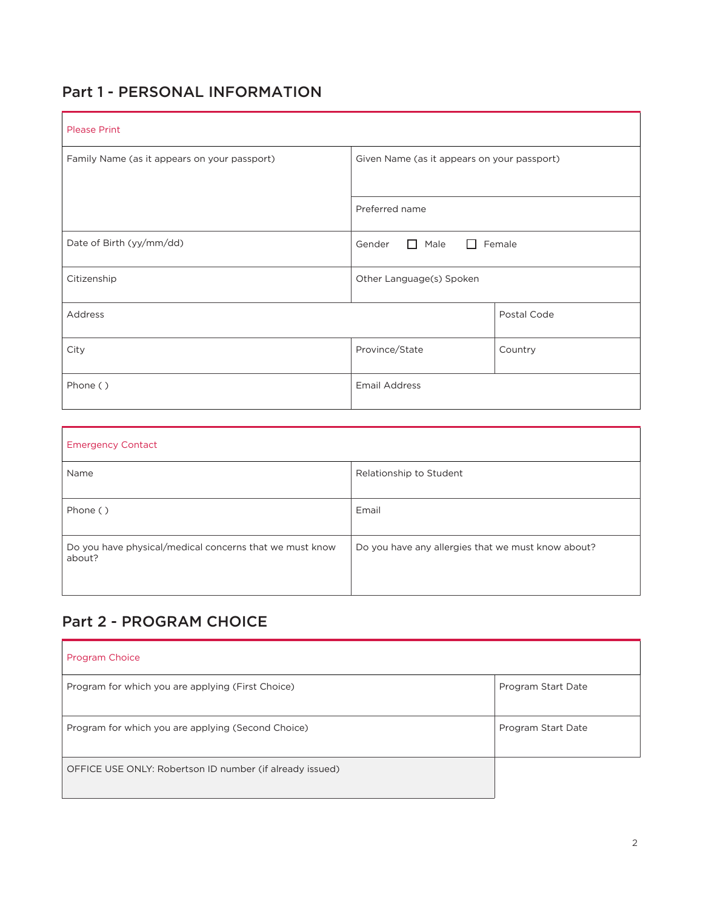## Part 1 - PERSONAL INFORMATION

| Please Print | | |
|---|---|---|
| Family Name (as it appears on your passport) | Given Name (as it appears on your passport) | |
| | Preferred name | |
| Date of Birth (yy/mm/dd) | Gender ☐ Male ☐ Female | |
| Citizenship | Other Language(s) Spoken | |
| Address | | Postal Code |
| City | Province/State | Country |
| Phone ( ) | Email Address | |

| Emergency Contact | |
|---|---|
| Name | Relationship to Student |
| Phone ( ) | Email |
| Do you have physical/medical concerns that we must know about? | Do you have any allergies that we must know about? |

## Part 2 - PROGRAM CHOICE

| Program Choice | |
|---|---|
| Program for which you are applying (First Choice) | Program Start Date |
| Program for which you are applying (Second Choice) | Program Start Date |
| OFFICE USE ONLY: Robertson ID number (if already issued) | |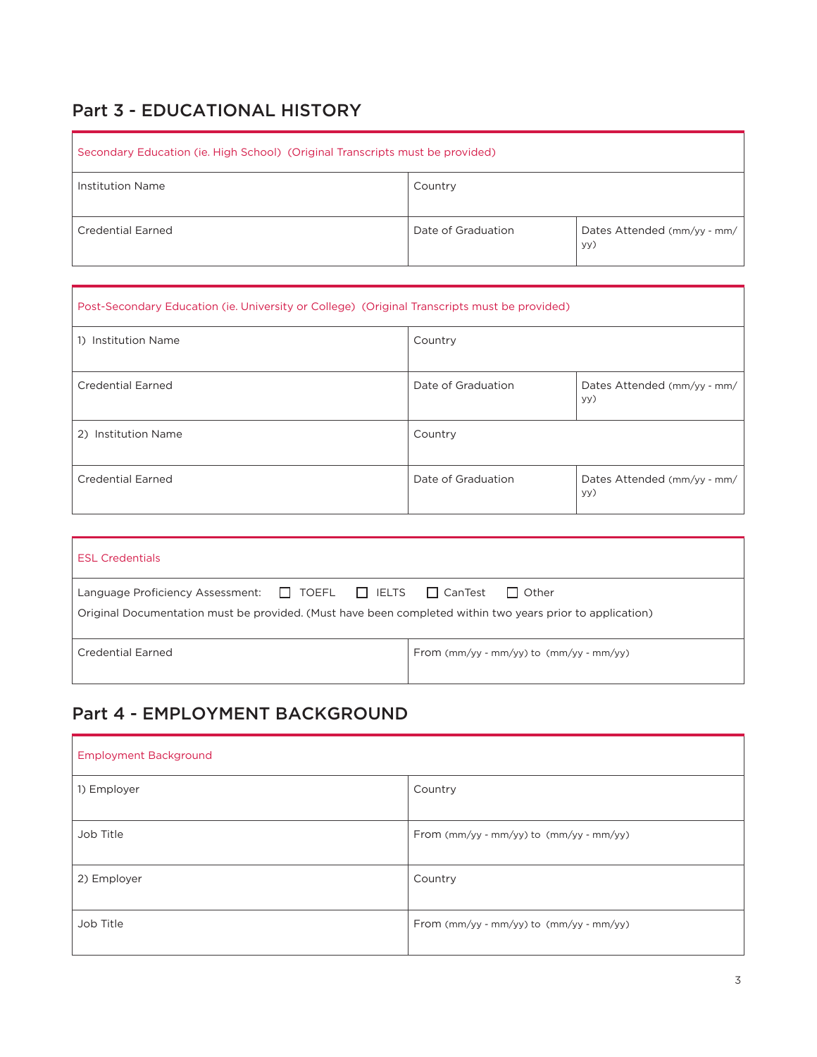## Part 3 - EDUCATIONAL HISTORY

| Secondary Education (ie. High School) (Original Transcripts must be provided) | | |
|---|---|---|
| Institution Name | Country | |
| Credential Earned | Date of Graduation | Dates Attended (mm/yy - mm/yy) |

| Post-Secondary Education (ie. University or College) (Original Transcripts must be provided) | | |
|---|---|---|
| 1) Institution Name | Country | |
| Credential Earned | Date of Graduation | Dates Attended (mm/yy - mm/yy) |
| 2) Institution Name | Country | |
| Credential Earned | Date of Graduation | Dates Attended (mm/yy - mm/yy) |

| ESL Credentials | |
|---|---|
| Language Proficiency Assessment: ☐ TOEFL ☐ IELTS ☐ CanTest ☐ Other<br>Original Documentation must be provided. (Must have been completed within two years prior to application) | |
| Credential Earned | From (mm/yy - mm/yy) to (mm/yy - mm/yy) |

## Part 4 - EMPLOYMENT BACKGROUND

| Employment Background | |
|---|---|
| 1) Employer | Country |
| Job Title | From (mm/yy - mm/yy) to (mm/yy - mm/yy) |
| 2) Employer | Country |
| Job Title | From (mm/yy - mm/yy) to (mm/yy - mm/yy) |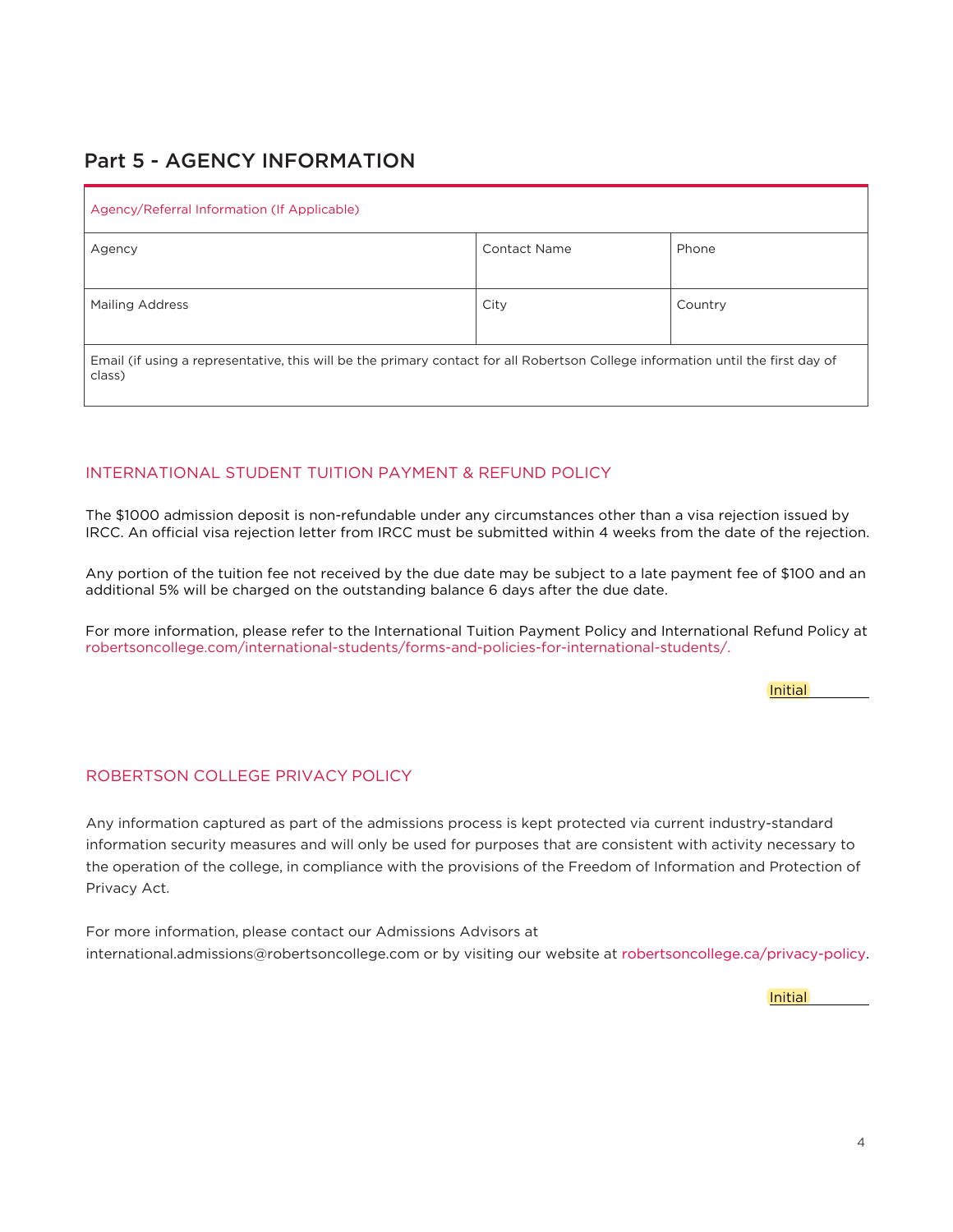## Part 5 - AGENCY INFORMATION

| Agency/Referral Information (If Applicable) | | |
|---|---|---|
| Agency | Contact Name | Phone |
| Mailing Address | City | Country |
| Email (if using a representative, this will be the primary contact for all Robertson College information until the first day of class) | | |

### INTERNATIONAL STUDENT TUITION PAYMENT & REFUND POLICY

The $1000 admission deposit is non-refundable under any circumstances other than a visa rejection issued by IRCC. An official visa rejection letter from IRCC must be submitted within 4 weeks from the date of the rejection.

Any portion of the tuition fee not received by the due date may be subject to a late payment fee of $100 and an additional 5% will be charged on the outstanding balance 6 days after the due date.

For more information, please refer to the International Tuition Payment Policy and International Refund Policy at robertsoncollege.com/international-students/forms-and-policies-for-international-students/.

Initial ________

### ROBERTSON COLLEGE PRIVACY POLICY

Any information captured as part of the admissions process is kept protected via current industry-standard information security measures and will only be used for purposes that are consistent with activity necessary to the operation of the college, in compliance with the provisions of the Freedom of Information and Protection of Privacy Act.

For more information, please contact our Admissions Advisors at international.admissions@robertsoncollege.com or by visiting our website at robertsoncollege.ca/privacy-policy.

Initial ________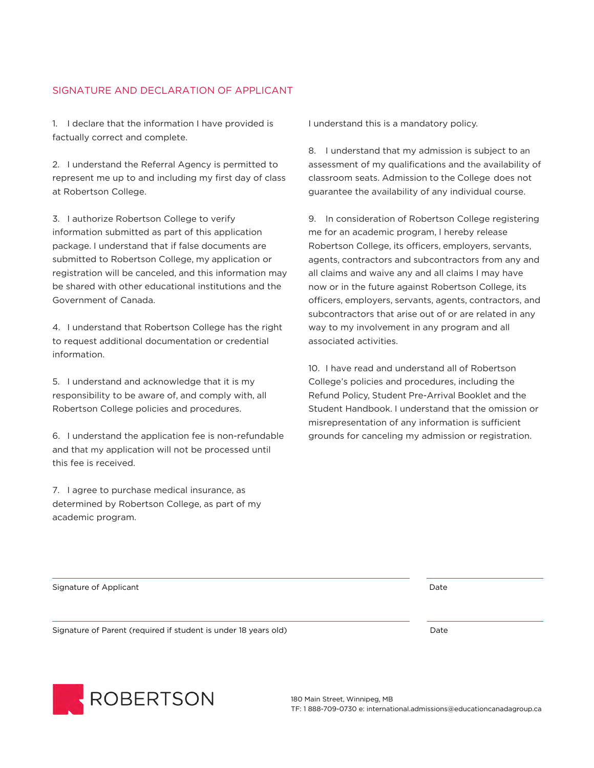## SIGNATURE AND DECLARATION OF APPLICANT

1. I declare that the information I have provided is factually correct and complete.

2. I understand the Referral Agency is permitted to represent me up to and including my first day of class at Robertson College.

3. I authorize Robertson College to verify information submitted as part of this application package. I understand that if false documents are submitted to Robertson College, my application or registration will be canceled, and this information may be shared with other educational institutions and the Government of Canada.

4. I understand that Robertson College has the right to request additional documentation or credential information.

5. I understand and acknowledge that it is my responsibility to be aware of, and comply with, all Robertson College policies and procedures.

6. I understand the application fee is non-refundable and that my application will not be processed until this fee is received.

7. I agree to purchase medical insurance, as determined by Robertson College, as part of my academic program. I understand this is a mandatory policy.

8. I understand that my admission is subject to an assessment of my qualifications and the availability of classroom seats. Admission to the College does not guarantee the availability of any individual course.

9. In consideration of Robertson College registering me for an academic program, I hereby release Robertson College, its officers, employers, servants, agents, contractors and subcontractors from any and all claims and waive any and all claims I may have now or in the future against Robertson College, its officers, employers, servants, agents, contractors, and subcontractors that arise out of or are related in any way to my involvement in any program and all associated activities.

10. I have read and understand all of Robertson College's policies and procedures, including the Refund Policy, Student Pre-Arrival Booklet and the Student Handbook. I understand that the omission or misrepresentation of any information is sufficient grounds for canceling my admission or registration.

Signature of Applicant ____________________ Date ____________

Signature of Parent (required if student is under 18 years old) ____________________ Date ____________

ROBERTSON

180 Main Street, Winnipeg, MB
TF: 1 888-709-0730 e: international.admissions@educationcanadagroup.ca